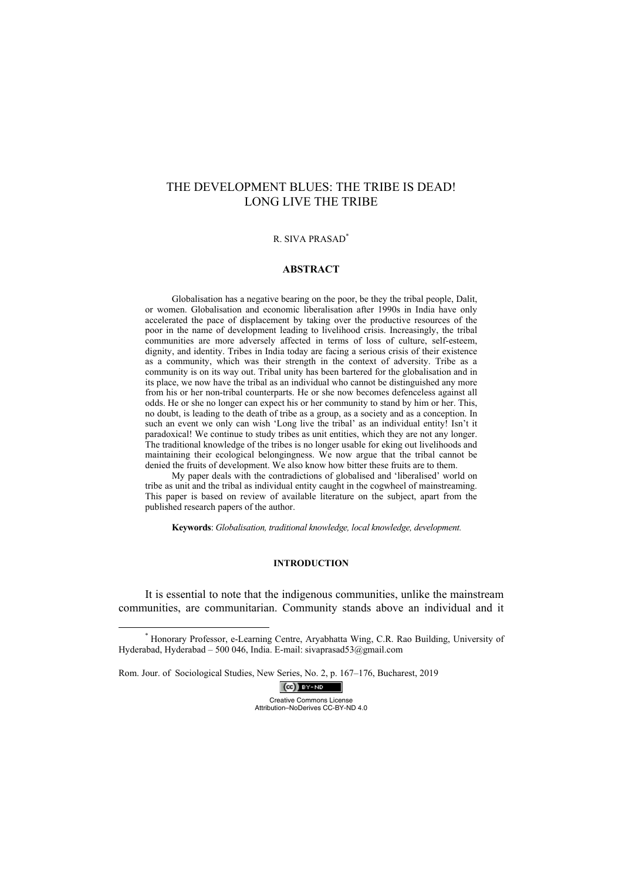# THE DEVELOPMENT BLUES: THE TRIBE IS DEAD! LONG LIVE THE TRIBE

R. SIVA PRASAD[*]

## ABSTRACT

Globalisation has a negative bearing on the poor, be they the tribal people, Dalit, or women. Globalisation and economic liberalisation after 1990s in India have only accelerated the pace of displacement by taking over the productive resources of the poor in the name of development leading to livelihood crisis. Increasingly, the tribal communities are more adversely affected in terms of loss of culture, self-esteem, dignity, and identity. Tribes in India today are facing a serious crisis of their existence as a community, which was their strength in the context of adversity. Tribe as a community is on its way out. Tribal unity has been bartered for the globalisation and in its place, we now have the tribal as an individual who cannot be distinguished any more from his or her non-tribal counterparts. He or she now becomes defenceless against all odds. He or she no longer can expect his or her community to stand by him or her. This, no doubt, is leading to the death of tribe as a group, as a society and as a conception. In such an event we only can wish 'Long live the tribal' as an individual entity! Isn't it paradoxical! We continue to study tribes as unit entities, which they are not any longer. The traditional knowledge of the tribes is no longer usable for eking out livelihoods and maintaining their ecological belongingness. We now argue that the tribal cannot be denied the fruits of development. We also know how bitter these fruits are to them.

My paper deals with the contradictions of globalised and 'liberalised' world on tribe as unit and the tribal as individual entity caught in the cogwheel of mainstreaming. This paper is based on review of available literature on the subject, apart from the published research papers of the author.

**Keywords**: *Globalisation, traditional knowledge, local knowledge, development.*

## INTRODUCTION

It is essential to note that the indigenous communities, unlike the mainstream communities, are communitarian. Community stands above an individual and it

---

[*] Honorary Professor, e-Learning Centre, Aryabhatta Wing, C.R. Rao Building, University of Hyderabad, Hyderabad – 500 046, India. E-mail: sivaprasad53@gmail.com

Creative Commons License Attribution–NoDerivės CC-BY-ND 4.0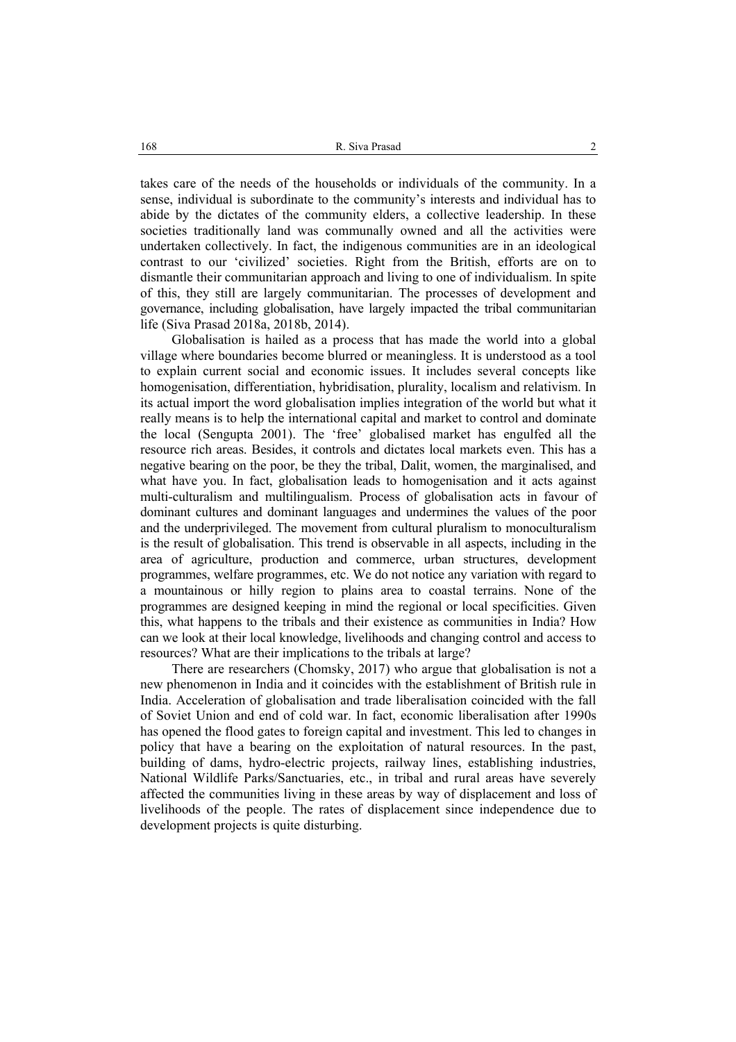takes care of the needs of the households or individuals of the community. In a sense, individual is subordinate to the community's interests and individual has to abide by the dictates of the community elders, a collective leadership. In these societies traditionally land was communally owned and all the activities were undertaken collectively. In fact, the indigenous communities are in an ideological contrast to our 'civilized' societies. Right from the British, efforts are on to dismantle their communitarian approach and living to one of individualism. In spite of this, they still are largely communitarian. The processes of development and governance, including globalisation, have largely impacted the tribal communitarian life (Siva Prasad 2018a, 2018b, 2014).

Globalisation is hailed as a process that has made the world into a global village where boundaries become blurred or meaningless. It is understood as a tool to explain current social and economic issues. It includes several concepts like homogenisation, differentiation, hybridisation, plurality, localism and relativism. In its actual import the word globalisation implies integration of the world but what it really means is to help the international capital and market to control and dominate the local (Sengupta 2001). The 'free' globalised market has engulfed all the resource rich areas. Besides, it controls and dictates local markets even. This has a negative bearing on the poor, be they the tribal, Dalit, women, the marginalised, and what have you. In fact, globalisation leads to homogenisation and it acts against multi-culturalism and multilingualism. Process of globalisation acts in favour of dominant cultures and dominant languages and undermines the values of the poor and the underprivileged. The movement from cultural pluralism to monoculturalism is the result of globalisation. This trend is observable in all aspects, including in the area of agriculture, production and commerce, urban structures, development programmes, welfare programmes, etc. We do not notice any variation with regard to a mountainous or hilly region to plains area to coastal terrains. None of the programmes are designed keeping in mind the regional or local specificities. Given this, what happens to the tribals and their existence as communities in India? How can we look at their local knowledge, livelihoods and changing control and access to resources? What are their implications to the tribals at large?

There are researchers (Chomsky, 2017) who argue that globalisation is not a new phenomenon in India and it coincides with the establishment of British rule in India. Acceleration of globalisation and trade liberalisation coincided with the fall of Soviet Union and end of cold war. In fact, economic liberalisation after 1990s has opened the flood gates to foreign capital and investment. This led to changes in policy that have a bearing on the exploitation of natural resources. In the past, building of dams, hydro-electric projects, railway lines, establishing industries, National Wildlife Parks/Sanctuaries, etc., in tribal and rural areas have severely affected the communities living in these areas by way of displacement and loss of livelihoods of the people. The rates of displacement since independence due to development projects is quite disturbing.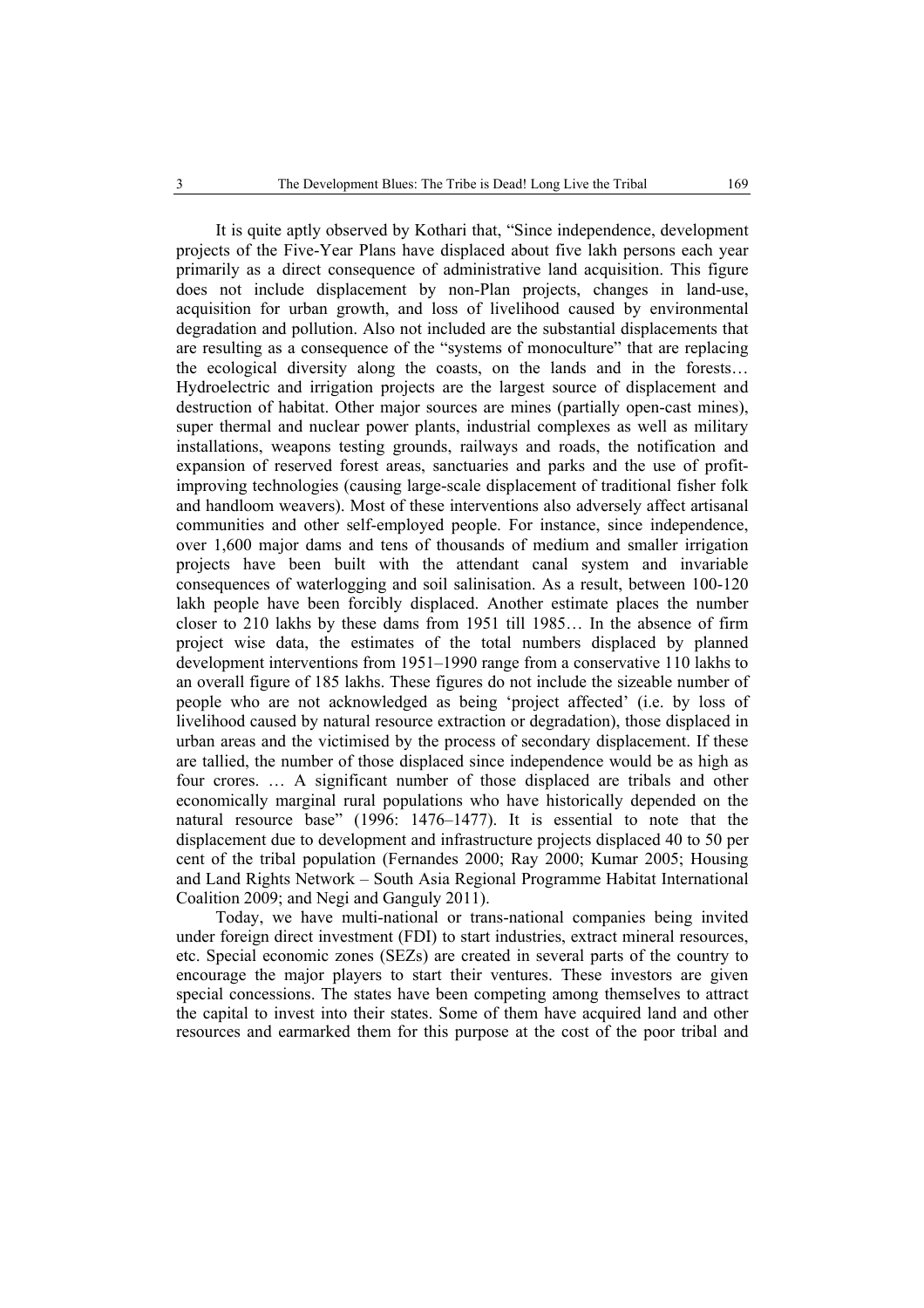It is quite aptly observed by Kothari that, "Since independence, development projects of the Five-Year Plans have displaced about five lakh persons each year primarily as a direct consequence of administrative land acquisition. This figure does not include displacement by non-Plan projects, changes in land-use, acquisition for urban growth, and loss of livelihood caused by environmental degradation and pollution. Also not included are the substantial displacements that are resulting as a consequence of the "systems of monoculture" that are replacing the ecological diversity along the coasts, on the lands and in the forests… Hydroelectric and irrigation projects are the largest source of displacement and destruction of habitat. Other major sources are mines (partially open-cast mines), super thermal and nuclear power plants, industrial complexes as well as military installations, weapons testing grounds, railways and roads, the notification and expansion of reserved forest areas, sanctuaries and parks and the use of profit-improving technologies (causing large-scale displacement of traditional fisher folk and handloom weavers). Most of these interventions also adversely affect artisanal communities and other self-employed people. For instance, since independence, over 1,600 major dams and tens of thousands of medium and smaller irrigation projects have been built with the attendant canal system and invariable consequences of waterlogging and soil salinisation. As a result, between 100-120 lakh people have been forcibly displaced. Another estimate places the number closer to 210 lakhs by these dams from 1951 till 1985… In the absence of firm project wise data, the estimates of the total numbers displaced by planned development interventions from 1951–1990 range from a conservative 110 lakhs to an overall figure of 185 lakhs. These figures do not include the sizeable number of people who are not acknowledged as being 'project affected' (i.e. by loss of livelihood caused by natural resource extraction or degradation), those displaced in urban areas and the victimised by the process of secondary displacement. If these are tallied, the number of those displaced since independence would be as high as four crores. … A significant number of those displaced are tribals and other economically marginal rural populations who have historically depended on the natural resource base" (1996: 1476–1477). It is essential to note that the displacement due to development and infrastructure projects displaced 40 to 50 per cent of the tribal population (Fernandes 2000; Ray 2000; Kumar 2005; Housing and Land Rights Network – South Asia Regional Programme Habitat International Coalition 2009; and Negi and Ganguly 2011).

Today, we have multi-national or trans-national companies being invited under foreign direct investment (FDI) to start industries, extract mineral resources, etc. Special economic zones (SEZs) are created in several parts of the country to encourage the major players to start their ventures. These investors are given special concessions. The states have been competing among themselves to attract the capital to invest into their states. Some of them have acquired land and other resources and earmarked them for this purpose at the cost of the poor tribal and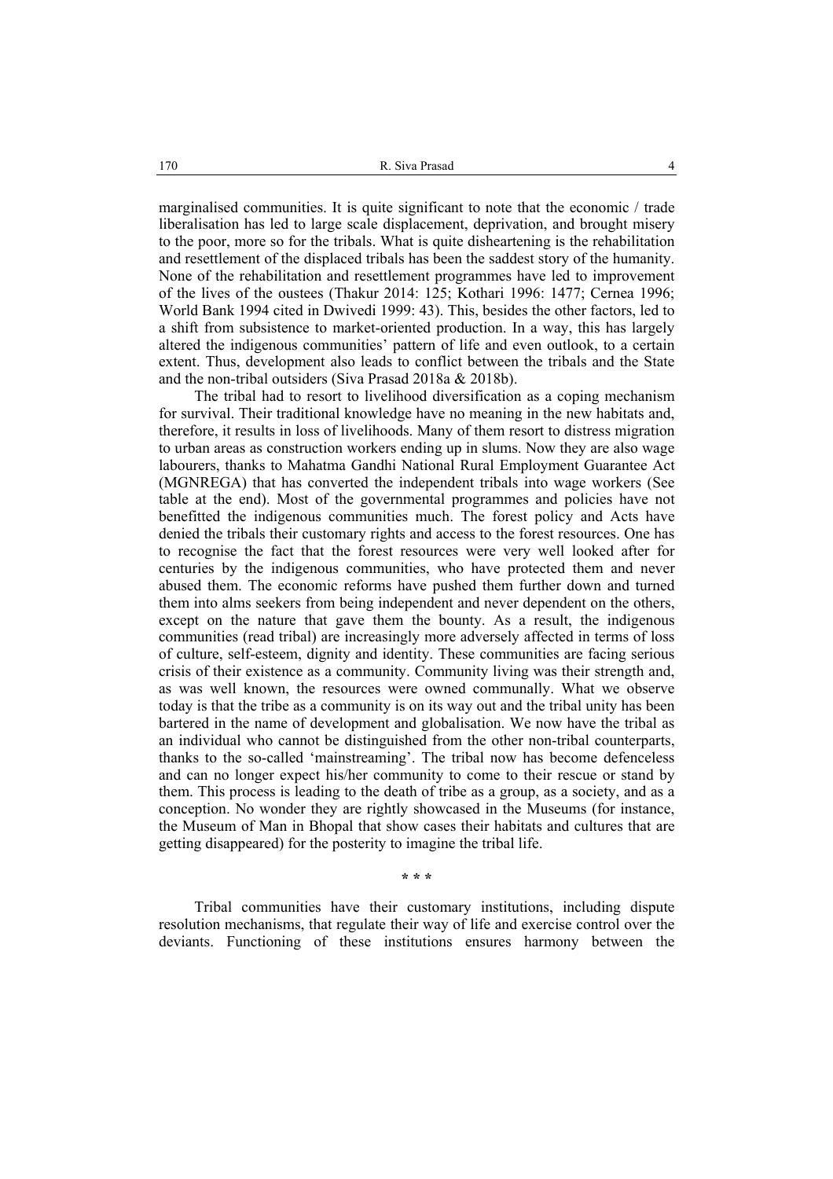marginalised communities. It is quite significant to note that the economic / trade liberalisation has led to large scale displacement, deprivation, and brought misery to the poor, more so for the tribals. What is quite disheartening is the rehabilitation and resettlement of the displaced tribals has been the saddest story of the humanity. None of the rehabilitation and resettlement programmes have led to improvement of the lives of the oustees (Thakur 2014: 125; Kothari 1996: 1477; Cernea 1996; World Bank 1994 cited in Dwivedi 1999: 43). This, besides the other factors, led to a shift from subsistence to market-oriented production. In a way, this has largely altered the indigenous communities' pattern of life and even outlook, to a certain extent. Thus, development also leads to conflict between the tribals and the State and the non-tribal outsiders (Siva Prasad 2018a & 2018b).

The tribal had to resort to livelihood diversification as a coping mechanism for survival. Their traditional knowledge have no meaning in the new habitats and, therefore, it results in loss of livelihoods. Many of them resort to distress migration to urban areas as construction workers ending up in slums. Now they are also wage labourers, thanks to Mahatma Gandhi National Rural Employment Guarantee Act (MGNREGA) that has converted the independent tribals into wage workers (See table at the end). Most of the governmental programmes and policies have not benefitted the indigenous communities much. The forest policy and Acts have denied the tribals their customary rights and access to the forest resources. One has to recognise the fact that the forest resources were very well looked after for centuries by the indigenous communities, who have protected them and never abused them. The economic reforms have pushed them further down and turned them into alms seekers from being independent and never dependent on the others, except on the nature that gave them the bounty. As a result, the indigenous communities (read tribal) are increasingly more adversely affected in terms of loss of culture, self-esteem, dignity and identity. These communities are facing serious crisis of their existence as a community. Community living was their strength and, as was well known, the resources were owned communally. What we observe today is that the tribe as a community is on its way out and the tribal unity has been bartered in the name of development and globalisation. We now have the tribal as an individual who cannot be distinguished from the other non-tribal counterparts, thanks to the so-called 'mainstreaming'. The tribal now has become defenceless and can no longer expect his/her community to come to their rescue or stand by them. This process is leading to the death of tribe as a group, as a society, and as a conception. No wonder they are rightly showcased in the Museums (for instance, the Museum of Man in Bhopal that show cases their habitats and cultures that are getting disappeared) for the posterity to imagine the tribal life.

\* \* \*

Tribal communities have their customary institutions, including dispute resolution mechanisms, that regulate their way of life and exercise control over the deviants. Functioning of these institutions ensures harmony between the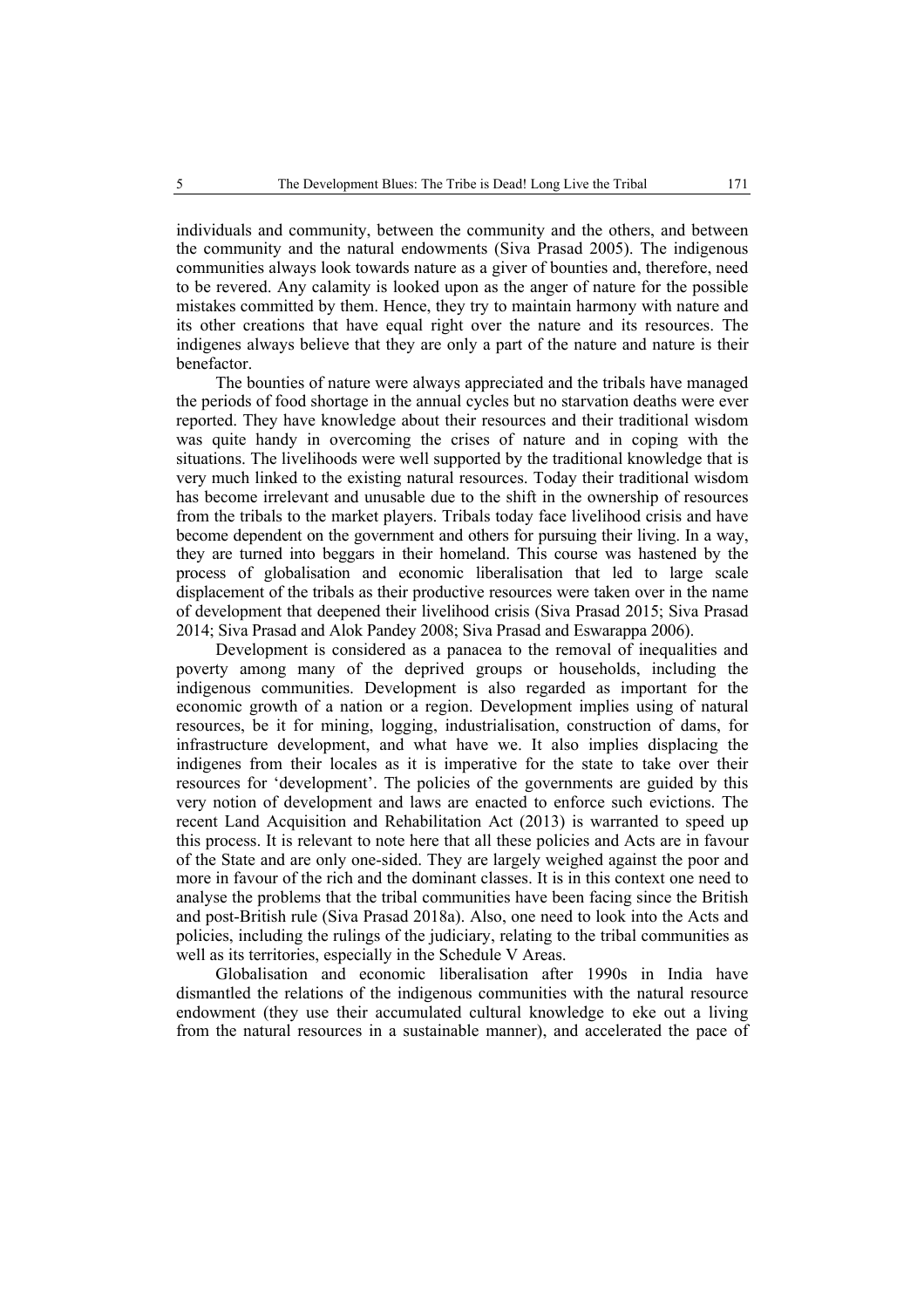individuals and community, between the community and the others, and between the community and the natural endowments (Siva Prasad 2005). The indigenous communities always look towards nature as a giver of bounties and, therefore, need to be revered. Any calamity is looked upon as the anger of nature for the possible mistakes committed by them. Hence, they try to maintain harmony with nature and its other creations that have equal right over the nature and its resources. The indigenes always believe that they are only a part of the nature and nature is their benefactor.

The bounties of nature were always appreciated and the tribals have managed the periods of food shortage in the annual cycles but no starvation deaths were ever reported. They have knowledge about their resources and their traditional wisdom was quite handy in overcoming the crises of nature and in coping with the situations. The livelihoods were well supported by the traditional knowledge that is very much linked to the existing natural resources. Today their traditional wisdom has become irrelevant and unusable due to the shift in the ownership of resources from the tribals to the market players. Tribals today face livelihood crisis and have become dependent on the government and others for pursuing their living. In a way, they are turned into beggars in their homeland. This course was hastened by the process of globalisation and economic liberalisation that led to large scale displacement of the tribals as their productive resources were taken over in the name of development that deepened their livelihood crisis (Siva Prasad 2015; Siva Prasad 2014; Siva Prasad and Alok Pandey 2008; Siva Prasad and Eswarappa 2006).

Development is considered as a panacea to the removal of inequalities and poverty among many of the deprived groups or households, including the indigenous communities. Development is also regarded as important for the economic growth of a nation or a region. Development implies using of natural resources, be it for mining, logging, industrialisation, construction of dams, for infrastructure development, and what have we. It also implies displacing the indigenes from their locales as it is imperative for the state to take over their resources for 'development'. The policies of the governments are guided by this very notion of development and laws are enacted to enforce such evictions. The recent Land Acquisition and Rehabilitation Act (2013) is warranted to speed up this process. It is relevant to note here that all these policies and Acts are in favour of the State and are only one-sided. They are largely weighed against the poor and more in favour of the rich and the dominant classes. It is in this context one need to analyse the problems that the tribal communities have been facing since the British and post-British rule (Siva Prasad 2018a). Also, one need to look into the Acts and policies, including the rulings of the judiciary, relating to the tribal communities as well as its territories, especially in the Schedule V Areas.

Globalisation and economic liberalisation after 1990s in India have dismantled the relations of the indigenous communities with the natural resource endowment (they use their accumulated cultural knowledge to eke out a living from the natural resources in a sustainable manner), and accelerated the pace of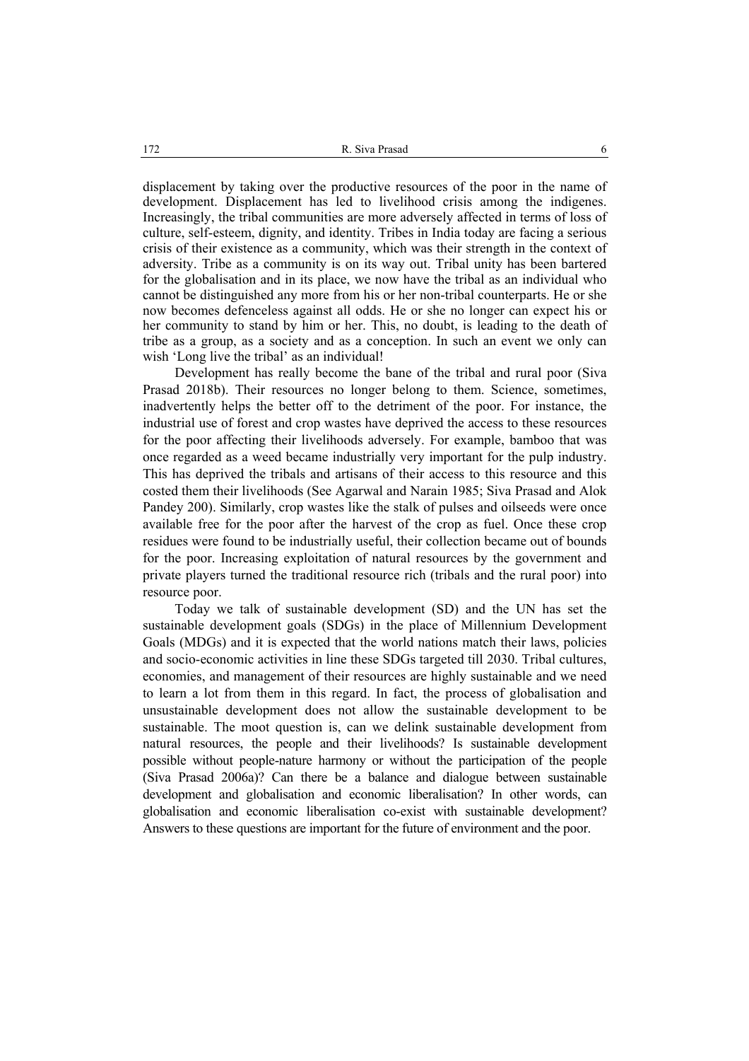displacement by taking over the productive resources of the poor in the name of development. Displacement has led to livelihood crisis among the indigenes. Increasingly, the tribal communities are more adversely affected in terms of loss of culture, self-esteem, dignity, and identity. Tribes in India today are facing a serious crisis of their existence as a community, which was their strength in the context of adversity. Tribe as a community is on its way out. Tribal unity has been bartered for the globalisation and in its place, we now have the tribal as an individual who cannot be distinguished any more from his or her non-tribal counterparts. He or she now becomes defenceless against all odds. He or she no longer can expect his or her community to stand by him or her. This, no doubt, is leading to the death of tribe as a group, as a society and as a conception. In such an event we only can wish 'Long live the tribal' as an individual!

Development has really become the bane of the tribal and rural poor (Siva Prasad 2018b). Their resources no longer belong to them. Science, sometimes, inadvertently helps the better off to the detriment of the poor. For instance, the industrial use of forest and crop wastes have deprived the access to these resources for the poor affecting their livelihoods adversely. For example, bamboo that was once regarded as a weed became industrially very important for the pulp industry. This has deprived the tribals and artisans of their access to this resource and this costed them their livelihoods (See Agarwal and Narain 1985; Siva Prasad and Alok Pandey 200). Similarly, crop wastes like the stalk of pulses and oilseeds were once available free for the poor after the harvest of the crop as fuel. Once these crop residues were found to be industrially useful, their collection became out of bounds for the poor. Increasing exploitation of natural resources by the government and private players turned the traditional resource rich (tribals and the rural poor) into resource poor.

Today we talk of sustainable development (SD) and the UN has set the sustainable development goals (SDGs) in the place of Millennium Development Goals (MDGs) and it is expected that the world nations match their laws, policies and socio-economic activities in line these SDGs targeted till 2030. Tribal cultures, economies, and management of their resources are highly sustainable and we need to learn a lot from them in this regard. In fact, the process of globalisation and unsustainable development does not allow the sustainable development to be sustainable. The moot question is, can we delink sustainable development from natural resources, the people and their livelihoods? Is sustainable development possible without people-nature harmony or without the participation of the people (Siva Prasad 2006a)? Can there be a balance and dialogue between sustainable development and globalisation and economic liberalisation? In other words, can globalisation and economic liberalisation co-exist with sustainable development? Answers to these questions are important for the future of environment and the poor.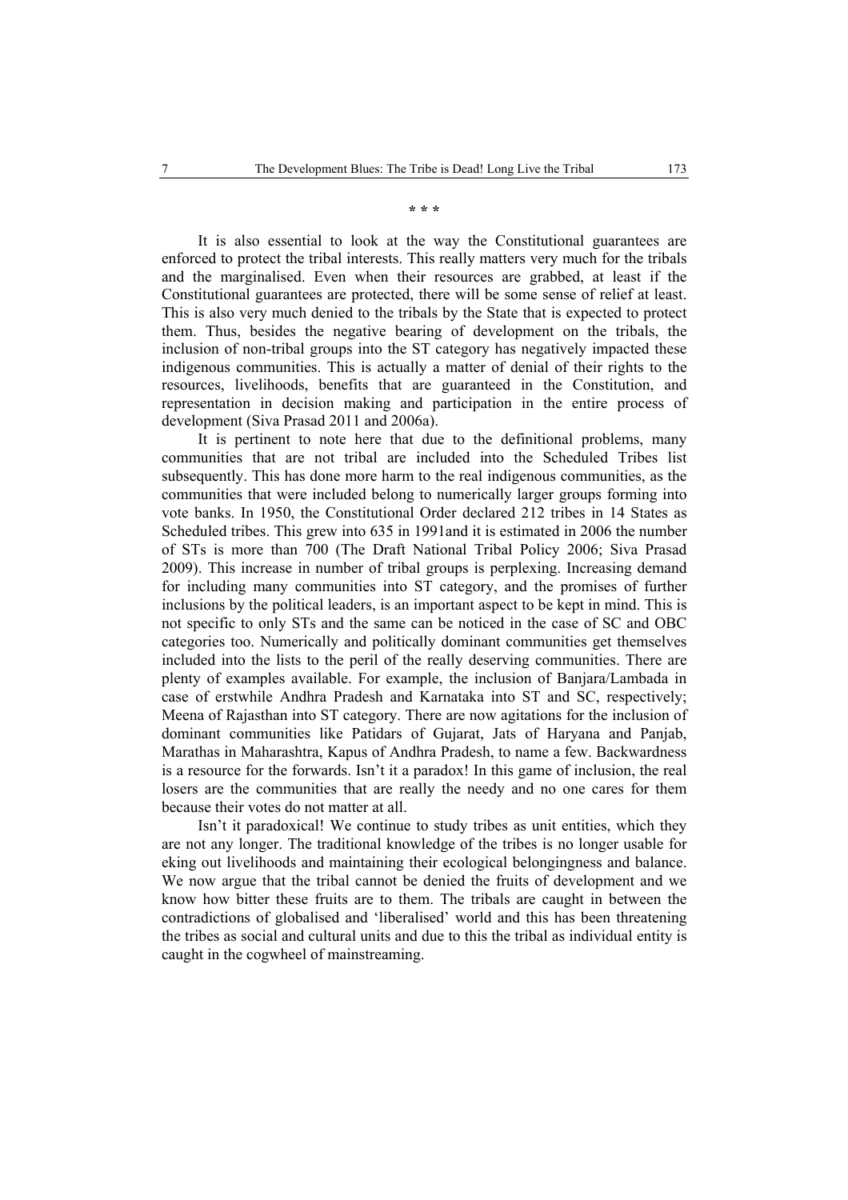\* \* \*

It is also essential to look at the way the Constitutional guarantees are enforced to protect the tribal interests. This really matters very much for the tribals and the marginalised. Even when their resources are grabbed, at least if the Constitutional guarantees are protected, there will be some sense of relief at least. This is also very much denied to the tribals by the State that is expected to protect them. Thus, besides the negative bearing of development on the tribals, the inclusion of non-tribal groups into the ST category has negatively impacted these indigenous communities. This is actually a matter of denial of their rights to the resources, livelihoods, benefits that are guaranteed in the Constitution, and representation in decision making and participation in the entire process of development (Siva Prasad 2011 and 2006a).

It is pertinent to note here that due to the definitional problems, many communities that are not tribal are included into the Scheduled Tribes list subsequently. This has done more harm to the real indigenous communities, as the communities that were included belong to numerically larger groups forming into vote banks. In 1950, the Constitutional Order declared 212 tribes in 14 States as Scheduled tribes. This grew into 635 in 1991and it is estimated in 2006 the number of STs is more than 700 (The Draft National Tribal Policy 2006; Siva Prasad 2009). This increase in number of tribal groups is perplexing. Increasing demand for including many communities into ST category, and the promises of further inclusions by the political leaders, is an important aspect to be kept in mind. This is not specific to only STs and the same can be noticed in the case of SC and OBC categories too. Numerically and politically dominant communities get themselves included into the lists to the peril of the really deserving communities. There are plenty of examples available. For example, the inclusion of Banjara/Lambada in case of erstwhile Andhra Pradesh and Karnataka into ST and SC, respectively; Meena of Rajasthan into ST category. There are now agitations for the inclusion of dominant communities like Patidars of Gujarat, Jats of Haryana and Panjab, Marathas in Maharashtra, Kapus of Andhra Pradesh, to name a few. Backwardness is a resource for the forwards. Isn't it a paradox! In this game of inclusion, the real losers are the communities that are really the needy and no one cares for them because their votes do not matter at all.

Isn't it paradoxical! We continue to study tribes as unit entities, which they are not any longer. The traditional knowledge of the tribes is no longer usable for eking out livelihoods and maintaining their ecological belongingness and balance. We now argue that the tribal cannot be denied the fruits of development and we know how bitter these fruits are to them. The tribals are caught in between the contradictions of globalised and 'liberalised' world and this has been threatening the tribes as social and cultural units and due to this the tribal as individual entity is caught in the cogwheel of mainstreaming.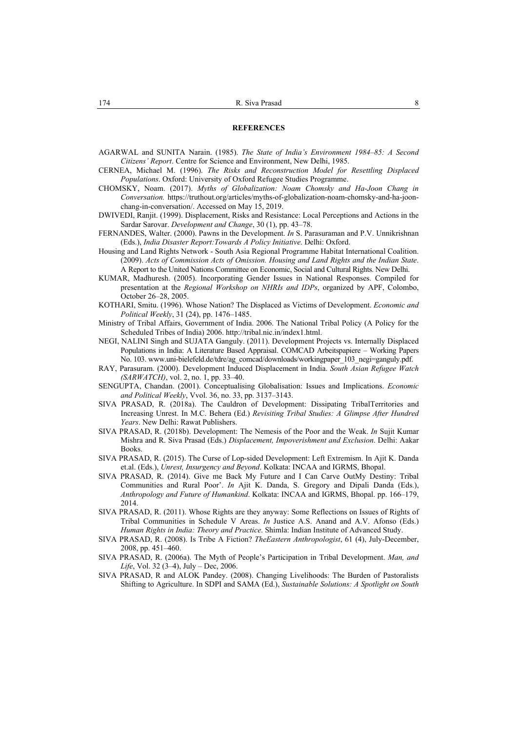## REFERENCES

AGARWAL and SUNITA Narain. (1985). *The State of India's Environment 1984–85: A Second Citizens' Report*. Centre for Science and Environment, New Delhi, 1985.

CERNEA, Michael M. (1996). *The Risks and Reconstruction Model for Resettling Displaced Populations*. Oxford: University of Oxford Refugee Studies Programme.

CHOMSKY, Noam. (2017). *Myths of Globalization: Noam Chomsky and Ha-Joon Chang in Conversation.* https://truthout.org/articles/myths-of-globalization-noam-chomsky-and-ha-joon-chang-in-conversation/. Accessed on May 15, 2019.

DWIVEDI, Ranjit. (1999). Displacement, Risks and Resistance: Local Perceptions and Actions in the Sardar Sarovar. *Development and Change*, 30 (1), pp. 43–78.

FERNANDES, Walter. (2000). Pawns in the Development. *In* S. Parasuraman and P.V. Unnikrishnan (Eds.), *India Disaster Report:Towards A Policy Initiative*. Delhi: Oxford.

Housing and Land Rights Network - South Asia Regional Programme Habitat International Coalition. (2009). *Acts of Commission Acts of Omission. Housing and Land Rights and the Indian State*. A Report to the United Nations Committee on Economic, Social and Cultural Rights. New Delhi.

KUMAR, Madhuresh. (2005). Incorporating Gender Issues in National Responses. Compiled for presentation at the *Regional Workshop on NHRIs and IDPs*, organized by APF, Colombo, October 26–28, 2005.

KOTHARI, Smitu. (1996). Whose Nation? The Displaced as Victims of Development. *Economic and Political Weekly*, 31 (24), pp. 1476–1485.

Ministry of Tribal Affairs, Government of India. 2006. The National Tribal Policy (A Policy for the Scheduled Tribes of India) 2006. http://tribal.nic.in/index1.html.

NEGI, NALINI Singh and SUJATA Ganguly. (2011). Development Projects vs. Internally Displaced Populations in India: A Literature Based Appraisal. COMCAD Arbeitspapiere – Working Papers No. 103. www.uni-bielefeld.de/tdre/ag_comcad/downloads/workingpaper_103_negi=ganguly.pdf.

RAY, Parasuram. (2000). Development Induced Displacement in India. *South Asian Refugee Watch (SARWATCH)*, vol. 2, no. 1, pp. 33–40.

SENGUPTA, Chandan. (2001). Conceptualising Globalisation: Issues and Implications. *Economic and Political Weekly*, Vvol. 36, no. 33, pp. 3137–3143.

SIVA PRASAD, R. (2018a). The Cauldron of Development: Dissipating TribalTerritories and Increasing Unrest. In M.C. Behera (Ed.) *Revisiting Tribal Studies: A Glimpse After Hundred Years*. New Delhi: Rawat Publishers.

SIVA PRASAD, R. (2018b). Development: The Nemesis of the Poor and the Weak. *In* Sujit Kumar Mishra and R. Siva Prasad (Eds.) *Displacement, Impoverishment and Exclusion*. Delhi: Aakar Books.

SIVA PRASAD, R. (2015). The Curse of Lop-sided Development: Left Extremism. In Ajit K. Danda et.al. (Eds.), *Unrest, Insurgency and Beyond*. Kolkata: INCAA and IGRMS, Bhopal.

SIVA PRASAD, R. (2014). Give me Back My Future and I Can Carve OutMy Destiny: Tribal Communities and Rural Poor'. *In* Ajit K. Danda, S. Gregory and Dipali Danda (Eds.), *Anthropology and Future of Humankind*. Kolkata: INCAA and IGRMS, Bhopal. pp. 166–179, 2014.

SIVA PRASAD, R. (2011). Whose Rights are they anyway: Some Reflections on Issues of Rights of Tribal Communities in Schedule V Areas. *In* Justice A.S. Anand and A.V. Afonso (Eds.) *Human Rights in India: Theory and Practice*. Shimla: Indian Institute of Advanced Study.

SIVA PRASAD, R. (2008). Is Tribe A Fiction? *TheEastern Anthropologist*, 61 (4), July-December, 2008, pp. 451–460.

SIVA PRASAD, R. (2006a). The Myth of People's Participation in Tribal Development. *Man, and Life*, Vol. 32 (3–4), July – Dec, 2006.

SIVA PRASAD, R and ALOK Pandey. (2008). Changing Livelihoods: The Burden of Pastoralists Shifting to Agriculture. In SDPI and SAMA (Ed.), *Sustainable Solutions: A Spotlight on South*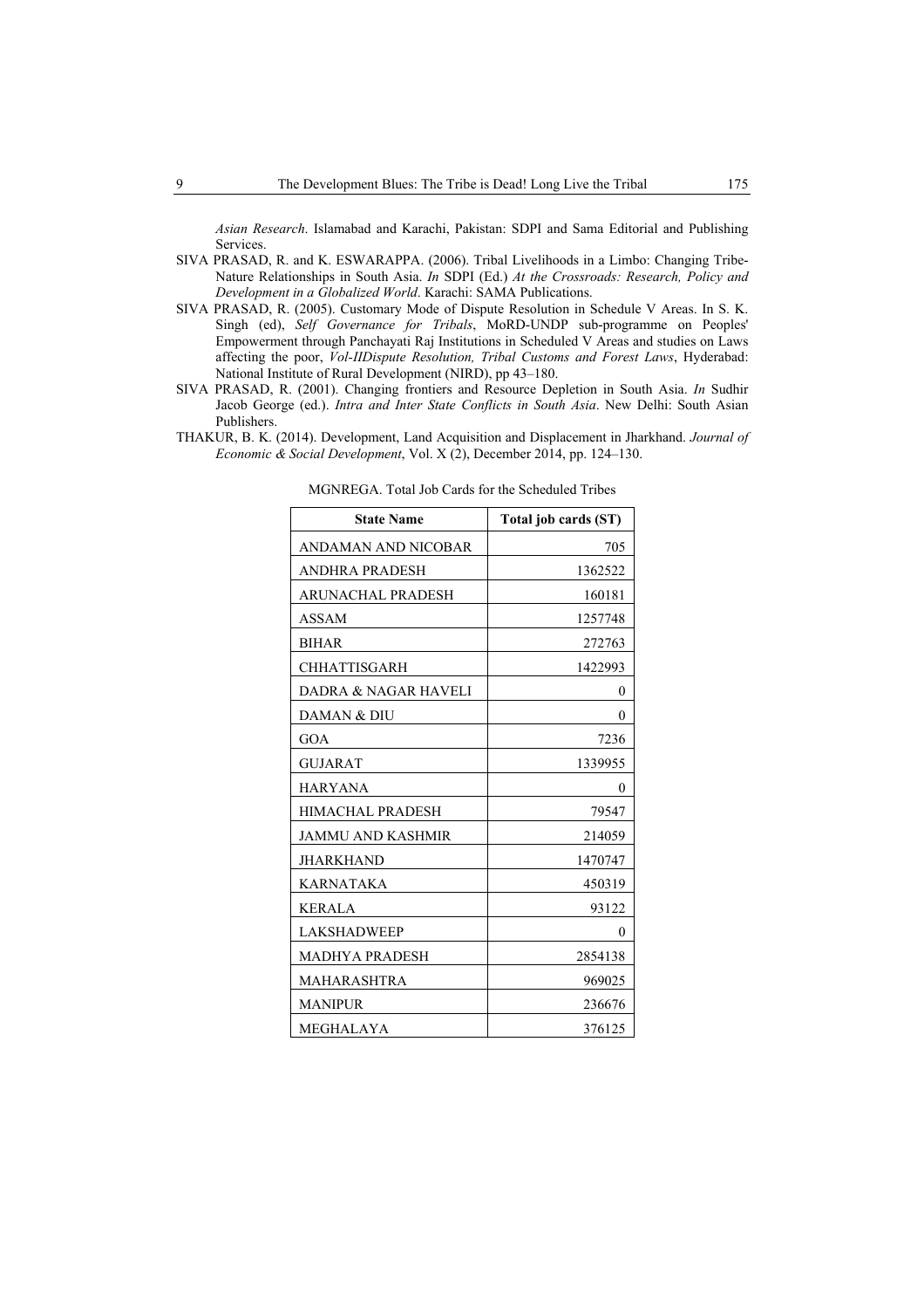*Asian Research*. Islamabad and Karachi, Pakistan: SDPI and Sama Editorial and Publishing Services.

SIVA PRASAD, R. and K. ESWARAPPA. (2006). Tribal Livelihoods in a Limbo: Changing Tribe-Nature Relationships in South Asia. *In* SDPI (Ed.) *At the Crossroads: Research, Policy and Development in a Globalized World*. Karachi: SAMA Publications.

SIVA PRASAD, R. (2005). Customary Mode of Dispute Resolution in Schedule V Areas. In S. K. Singh (ed), *Self Governance for Tribals*, MoRD-UNDP sub-programme on Peoples' Empowerment through Panchayati Raj Institutions in Scheduled V Areas and studies on Laws affecting the poor, *Vol-IIDispute Resolution, Tribal Customs and Forest Laws*, Hyderabad: National Institute of Rural Development (NIRD), pp 43–180.

SIVA PRASAD, R. (2001). Changing frontiers and Resource Depletion in South Asia. *In* Sudhir Jacob George (ed.). *Intra and Inter State Conflicts in South Asia*. New Delhi: South Asian Publishers.

THAKUR, B. K. (2014). Development, Land Acquisition and Displacement in Jharkhand. *Journal of Economic & Social Development*, Vol. X (2), December 2014, pp. 124–130.

MGNREGA. Total Job Cards for the Scheduled Tribes

| State Name | Total job cards (ST) |
|---|---:|
| ANDAMAN AND NICOBAR | 705 |
| ANDHRA PRADESH | 1362522 |
| ARUNACHAL PRADESH | 160181 |
| ASSAM | 1257748 |
| BIHAR | 272763 |
| CHHATTISGARH | 1422993 |
| DADRA & NAGAR HAVELI | 0 |
| DAMAN & DIU | 0 |
| GOA | 7236 |
| GUJARAT | 1339955 |
| HARYANA | 0 |
| HIMACHAL PRADESH | 79547 |
| JAMMU AND KASHMIR | 214059 |
| JHARKHAND | 1470747 |
| KARNATAKA | 450319 |
| KERALA | 93122 |
| LAKSHADWEEP | 0 |
| MADHYA PRADESH | 2854138 |
| MAHARASHTRA | 969025 |
| MANIPUR | 236676 |
| MEGHALAYA | 376125 |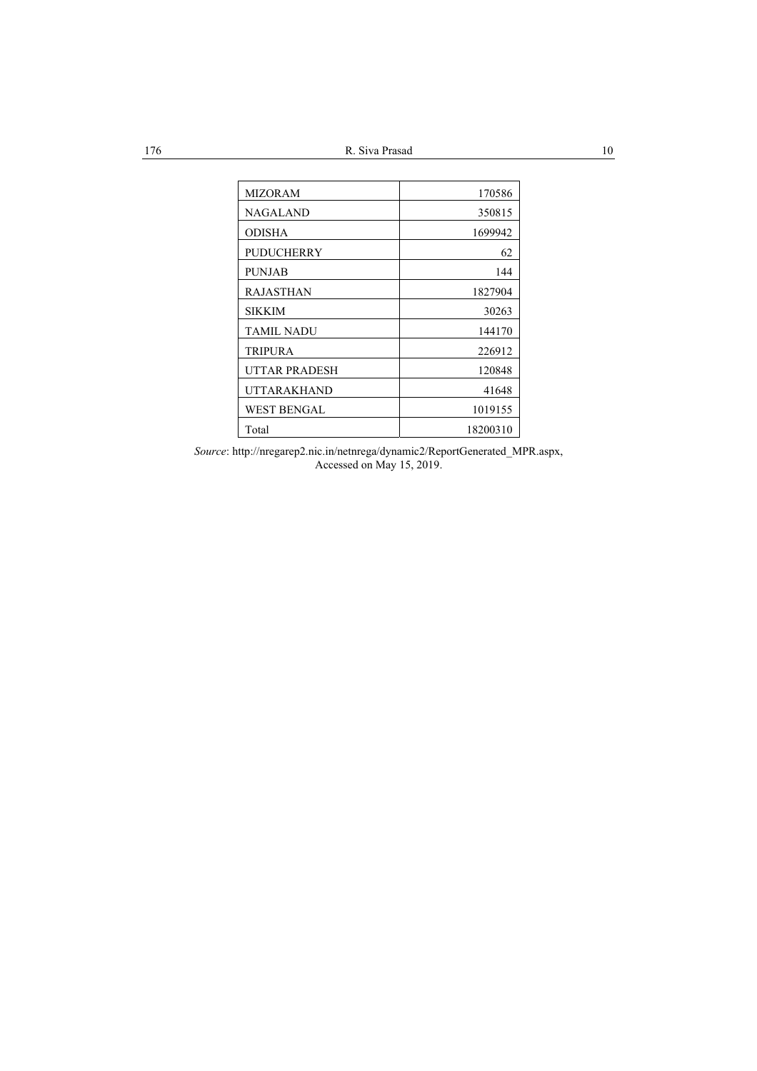| | |
|---|---|
| MIZORAM | 170586 |
| NAGALAND | 350815 |
| ODISHA | 1699942 |
| PUDUCHERRY | 62 |
| PUNJAB | 144 |
| RAJASTHAN | 1827904 |
| SIKKIM | 30263 |
| TAMIL NADU | 144170 |
| TRIPURA | 226912 |
| UTTAR PRADESH | 120848 |
| UTTARAKHAND | 41648 |
| WEST BENGAL | 1019155 |
| Total | 18200310 |

*Source*: http://nregarep2.nic.in/netnrega/dynamic2/ReportGenerated_MPR.aspx, Accessed on May 15, 2019.